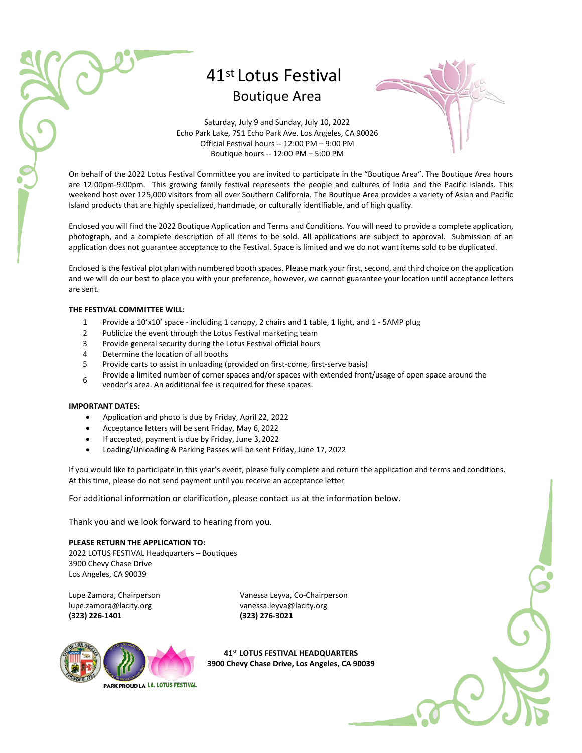# 41st Lotus Festival

## Boutique Area

Saturday, July 9 and Sunday, July 10, 2022
Echo Park Lake, 751 Echo Park Ave. Los Angeles, CA 90026
Official Festival hours -- 12:00 PM – 9:00 PM
Boutique hours -- 12:00 PM – 5:00 PM

On behalf of the 2022 Lotus Festival Committee you are invited to participate in the "Boutique Area". The Boutique Area hours are 12:00pm-9:00pm. This growing family festival represents the people and cultures of India and the Pacific Islands. This weekend host over 125,000 visitors from all over Southern California. The Boutique Area provides a variety of Asian and Pacific Island products that are highly specialized, handmade, or culturally identifiable, and of high quality.

Enclosed you will find the 2022 Boutique Application and Terms and Conditions. You will need to provide a complete application, photograph, and a complete description of all items to be sold. All applications are subject to approval. Submission of an application does not guarantee acceptance to the Festival. Space is limited and we do not want items sold to be duplicated.

Enclosed is the festival plot plan with numbered booth spaces. Please mark your first, second, and third choice on the application and we will do our best to place you with your preference, however, we cannot guarantee your location until acceptance letters are sent.

**THE FESTIVAL COMMITTEE WILL:**

1. Provide a 10'x10' space - including 1 canopy, 2 chairs and 1 table, 1 light, and 1 - 5AMP plug
2. Publicize the event through the Lotus Festival marketing team
3. Provide general security during the Lotus Festival official hours
4. Determine the location of all booths
5. Provide carts to assist in unloading (provided on first-come, first-serve basis)
6. Provide a limited number of corner spaces and/or spaces with extended front/usage of open space around the vendor's area. An additional fee is required for these spaces.

**IMPORTANT DATES:**

- Application and photo is due by Friday, April 22, 2022
- Acceptance letters will be sent Friday, May 6, 2022
- If accepted, payment is due by Friday, June 3, 2022
- Loading/Unloading & Parking Passes will be sent Friday, June 17, 2022

If you would like to participate in this year's event, please fully complete and return the application and terms and conditions. At this time, please do not send payment until you receive an acceptance letter.

For additional information or clarification, please contact us at the information below.

Thank you and we look forward to hearing from you.

**PLEASE RETURN THE APPLICATION TO:**
2022 LOTUS FESTIVAL Headquarters – Boutiques
3900 Chevy Chase Drive
Los Angeles, CA 90039

Lupe Zamora, Chairperson
lupe.zamora@lacity.org
**(323) 226-1401**

Vanessa Leyva, Co-Chairperson
vanessa.leyva@lacity.org
**(323) 276-3021**

PARK PROUD LA   LA. LOTUS FESTIVAL

**41st LOTUS FESTIVAL HEADQUARTERS**
**3900 Chevy Chase Drive, Los Angeles, CA 90039**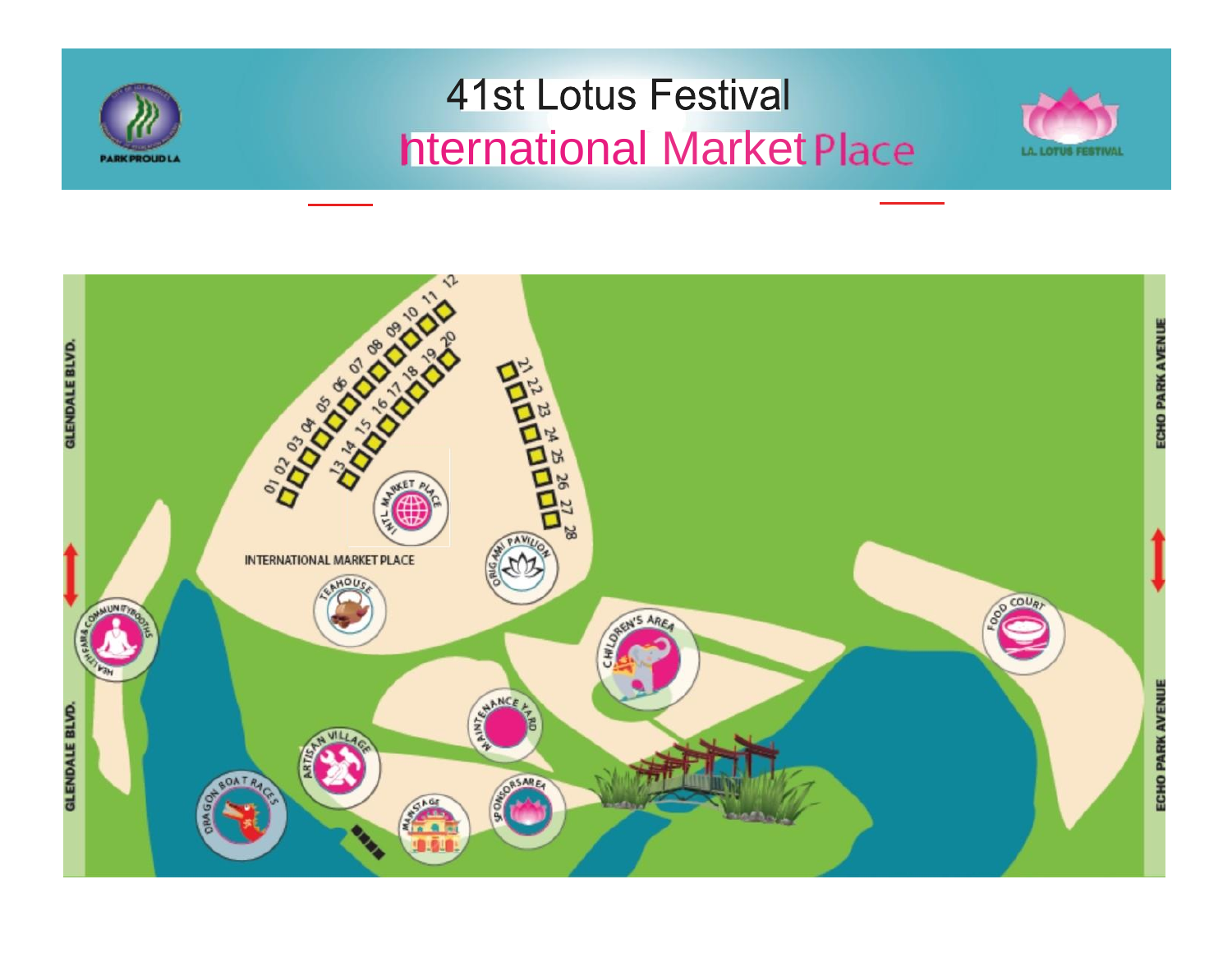# 41st Lotus Festival

## International Market Place

GLENDALE BLVD.

ECHO PARK AVENUE

01 02 03 04 05 06 07 08 09 10 11 12

13 14 15 16 17 18 19 20

21 22 23 24 25 26 27 28

INTL MARKET PLACE

INTERNATIONAL MARKET PLACE

ORIGAMI PAVILION

TEAHOUSE

HEALTH FAIR & COMMUNITY BOOTHS

CHILDREN'S AREA

FOOD COURT

MAINTENANCE YARD

ARTISAN VILLAGE

DRAGON BOAT RACES

MAINSTAGE

SPONSORS AREA

GLENDALE BLVD.

ECHO PARK AVENUE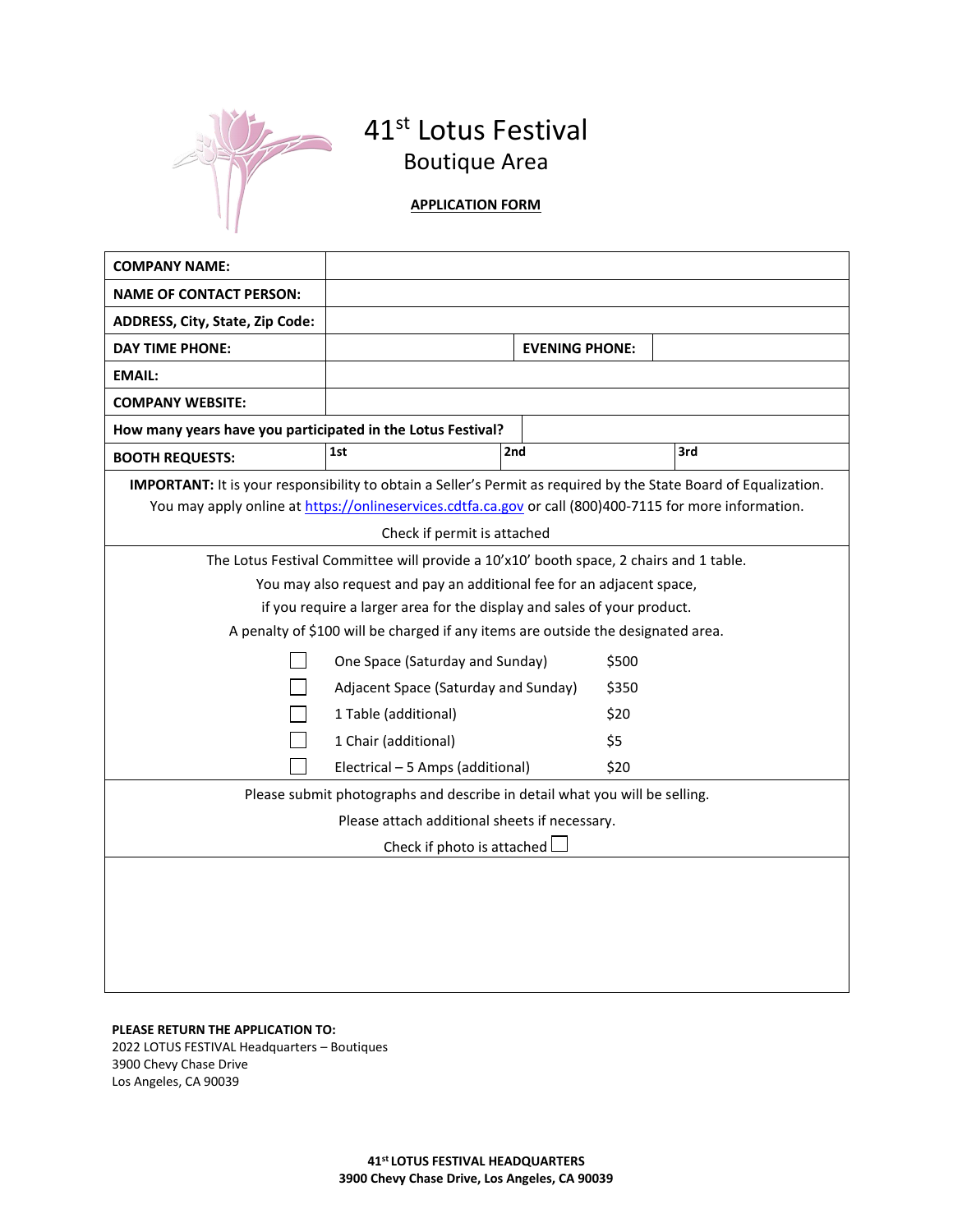# 41st Lotus Festival

## Boutique Area

**APPLICATION FORM**

| | | | |
|---|---|---|---|
| **COMPANY NAME:** | | | |
| **NAME OF CONTACT PERSON:** | | | |
| **ADDRESS, City, State, Zip Code:** | | | |
| **DAY TIME PHONE:** | | **EVENING PHONE:** | |
| **EMAIL:** | | | |
| **COMPANY WEBSITE:** | | | |
| **How many years have you participated in the Lotus Festival?** | | | |
| **BOOTH REQUESTS:** | **1st** | **2nd** | **3rd** |

**IMPORTANT:** It is your responsibility to obtain a Seller's Permit as required by the State Board of Equalization. You may apply online at https://onlineservices.cdtfa.ca.gov or call (800)400-7115 for more information.

Check if permit is attached

The Lotus Festival Committee will provide a 10'x10' booth space, 2 chairs and 1 table.
You may also request and pay an additional fee for an adjacent space,
if you require a larger area for the display and sales of your product.
A penalty of $100 will be charged if any items are outside the designated area.

| | Item | Price |
|---|---|---|
| ☐ | One Space (Saturday and Sunday) | $500 |
| ☐ | Adjacent Space (Saturday and Sunday) | $350 |
| ☐ | 1 Table (additional) | $20 |
| ☐ | 1 Chair (additional) | $5 |
| ☐ | Electrical – 5 Amps (additional) | $20 |

Please submit photographs and describe in detail what you will be selling.
Please attach additional sheets if necessary.

Check if photo is attached ☐

**PLEASE RETURN THE APPLICATION TO:**
2022 LOTUS FESTIVAL Headquarters – Boutiques
3900 Chevy Chase Drive
Los Angeles, CA 90039

**41st LOTUS FESTIVAL HEADQUARTERS**
**3900 Chevy Chase Drive, Los Angeles, CA 90039**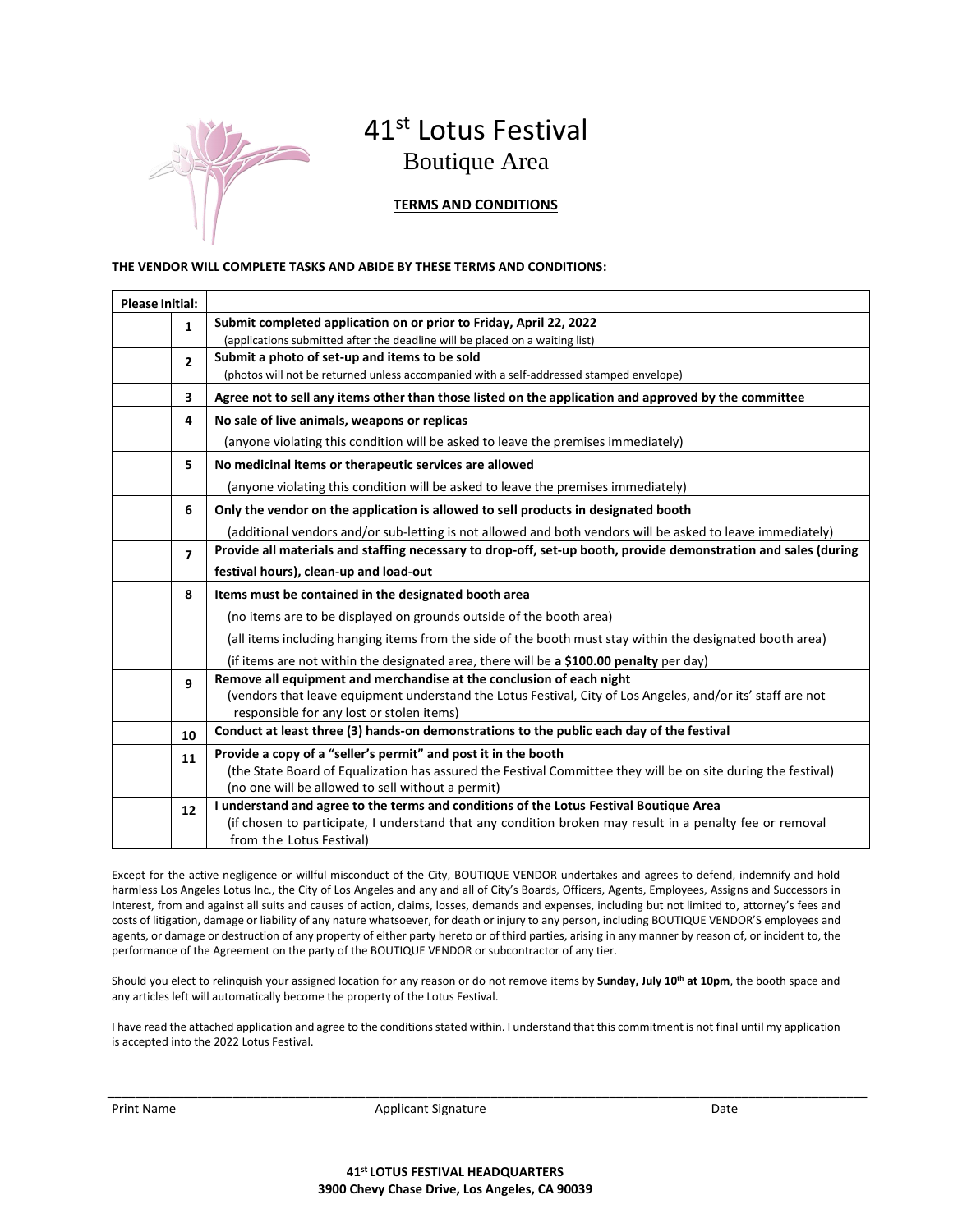# 41st Lotus Festival

## Boutique Area

**TERMS AND CONDITIONS**

**THE VENDOR WILL COMPLETE TASKS AND ABIDE BY THESE TERMS AND CONDITIONS:**

| Please Initial: | | |
|---|---|---|
| | 1 | **Submit completed application on or prior to Friday, April 22, 2022** (applications submitted after the deadline will be placed on a waiting list) |
| | 2 | **Submit a photo of set-up and items to be sold** (photos will not be returned unless accompanied with a self-addressed stamped envelope) |
| | 3 | **Agree not to sell any items other than those listed on the application and approved by the committee** |
| | 4 | **No sale of live animals, weapons or replicas** (anyone violating this condition will be asked to leave the premises immediately) |
| | 5 | **No medicinal items or therapeutic services are allowed** (anyone violating this condition will be asked to leave the premises immediately) |
| | 6 | **Only the vendor on the application is allowed to sell products in designated booth** (additional vendors and/or sub-letting is not allowed and both vendors will be asked to leave immediately) |
| | 7 | **Provide all materials and staffing necessary to drop-off, set-up booth, provide demonstration and sales (during festival hours), clean-up and load-out** |
| | 8 | **Items must be contained in the designated booth area** (no items are to be displayed on grounds outside of the booth area) (all items including hanging items from the side of the booth must stay within the designated booth area) (if items are not within the designated area, there will be **a $100.00 penalty** per day) |
| | 9 | **Remove all equipment and merchandise at the conclusion of each night** (vendors that leave equipment understand the Lotus Festival, City of Los Angeles, and/or its' staff are not responsible for any lost or stolen items) |
| | 10 | **Conduct at least three (3) hands-on demonstrations to the public each day of the festival** |
| | 11 | **Provide a copy of a "seller's permit" and post it in the booth** (the State Board of Equalization has assured the Festival Committee they will be on site during the festival) (no one will be allowed to sell without a permit) |
| | 12 | **I understand and agree to the terms and conditions of the Lotus Festival Boutique Area** (if chosen to participate, I understand that any condition broken may result in a penalty fee or removal from the Lotus Festival) |

Except for the active negligence or willful misconduct of the City, BOUTIQUE VENDOR undertakes and agrees to defend, indemnify and hold harmless Los Angeles Lotus Inc., the City of Los Angeles and any and all of City's Boards, Officers, Agents, Employees, Assigns and Successors in Interest, from and against all suits and causes of action, claims, losses, demands and expenses, including but not limited to, attorney's fees and costs of litigation, damage or liability of any nature whatsoever, for death or injury to any person, including BOUTIQUE VENDOR'S employees and agents, or damage or destruction of any property of either party hereto or of third parties, arising in any manner by reason of, or incident to, the performance of the Agreement on the party of the BOUTIQUE VENDOR or subcontractor of any tier.

Should you elect to relinquish your assigned location for any reason or do not remove items by **Sunday, July 10th at 10pm**, the booth space and any articles left will automatically become the property of the Lotus Festival.

I have read the attached application and agree to the conditions stated within. I understand that this commitment is not final until my application is accepted into the 2022 Lotus Festival.

Print Name                    Applicant Signature                    Date

**41st LOTUS FESTIVAL HEADQUARTERS**
**3900 Chevy Chase Drive, Los Angeles, CA 90039**